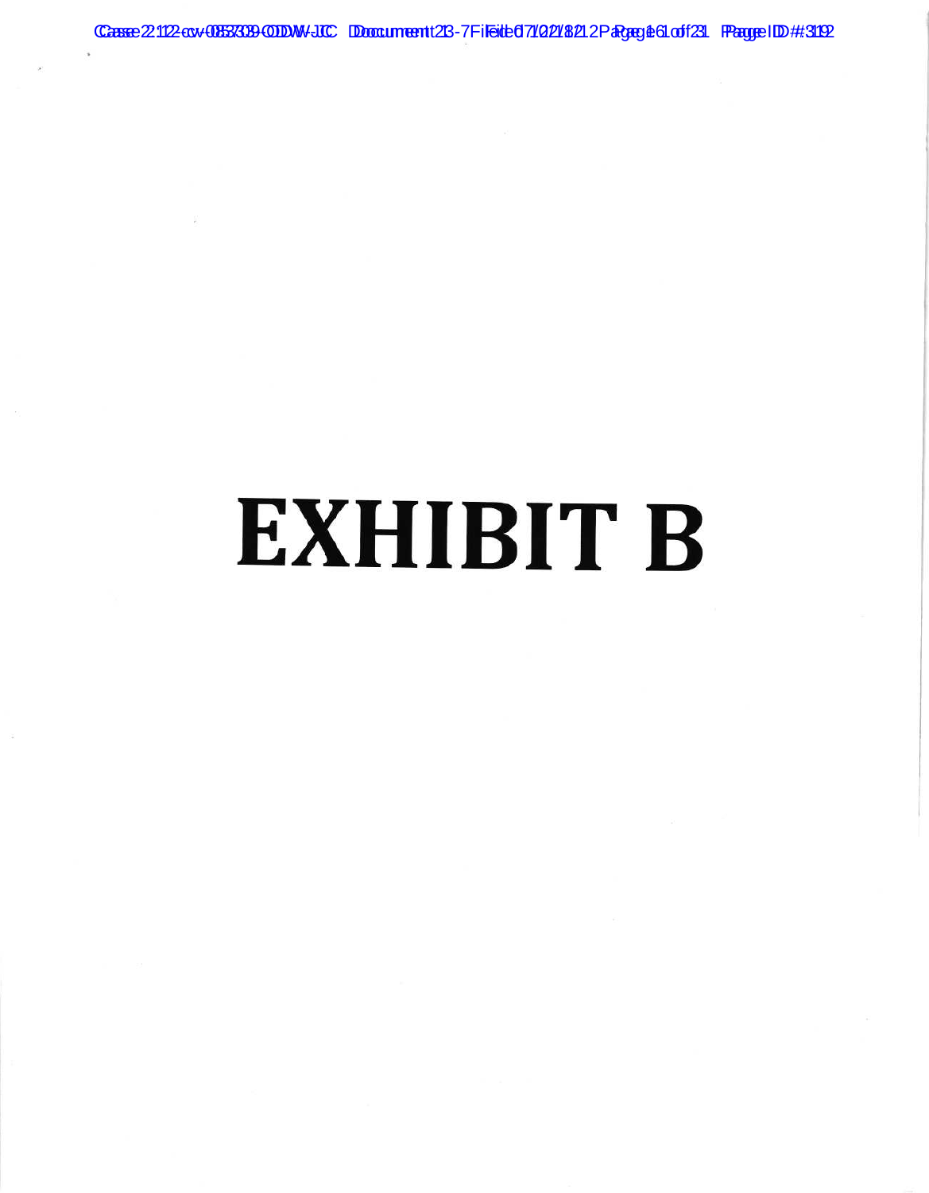# EXHIBIT B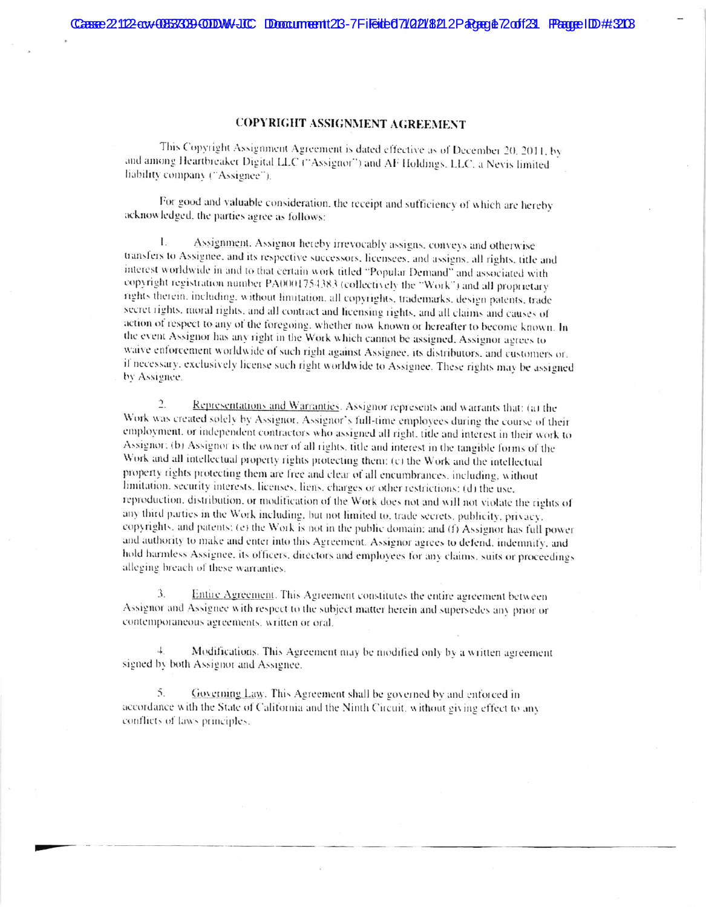# COPYRIGHT ASSIGNMENT AGREEMENT

This Copyright Assignment Agreement is dated effective as of December 20, 2011, by and among Heartbreaker Digital LLC ("Assignor") and AF Holdings, LLC, a Nevis limited liability company ("Assignee").

For good and valuable consideration, the receipt and sufficiency of which are hereby acknowledged, the parties agree as follows:

1. Assignment. Assignor hereby irrevocably assigns, conveys and otherwise transfers to Assignee, and its respective successors, licensees, and assigns, all rights, title and interest worldwide in and to that certain work titled "Popular Demand" and associated with copyright registration number PA0001754383 (collectively the "Work") and all proprietary rights therein, including, without limitation, all copyrights, trademarks, design patents, trade secret rights, moral rights, and all contract and licensing rights, and all claims and causes of action of respect to any of the foregoing, whether now known or hereafter to become known. In the event Assignor has any right in the Work which cannot be assigned, Assignor agrees to waive enforcement worldwide of such right against Assignee, its distributors, and customers or, if necessary, exclusively license such right worldwide to Assignee. These rights may be assigned by Assignee.

2. Representations and Warranties. Assignor represents and warrants that: (a) the Work was created solely by Assignor, Assignor's full-time employees during the course of their employment, or independent contractors who assigned all right, title and interest in their work to Assignor; (b) Assignor is the owner of all rights, title and interest in the tangible forms of the Work and all intellectual property rights protecting them; (c) the Work and the intellectual property rights protecting them are free and clear of all encumbrances, including, without limitation, security interests, licenses, liens, charges or other restrictions; (d) the use, reproduction, distribution, or modification of the Work does not and will not violate the rights of any third parties in the Work including, but not limited to, trade secrets, publicity, privacy, copyrights, and patents; (e) the Work is not in the public domain; and (f) Assignor has full power and authority to make and enter into this Agreement. Assignor agrees to defend, indemnify, and hold harmless Assignee, its officers, directors and employees for any claims, suits or proceedings alleging breach of these warranties.

3. Entire Agreement. This Agreement constitutes the entire agreement between Assignor and Assignee with respect to the subject matter herein and supersedes any prior or contemporaneous agreements, written or oral.

4. Modifications. This Agreement may be modified only by a written agreement signed by both Assignor and Assignee.

5. Governing Law. This Agreement shall be governed by and enforced in accordance with the State of California and the Ninth Circuit, without giving effect to any conflicts of laws principles.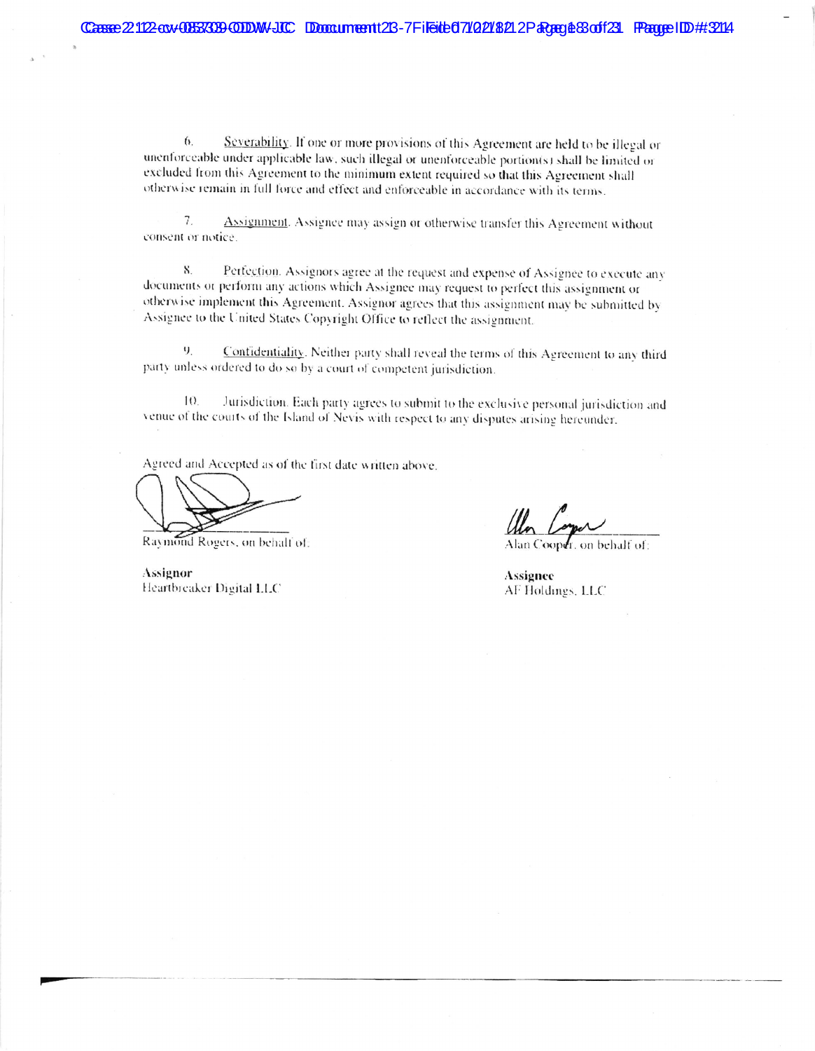6. Severability. If one or more provisions of this Agreement are held to be illegal or unenforceable under applicable law, such illegal or unenforceable portion(s) shall be limited or excluded from this Agreement to the minimum extent required so that this Agreement shall otherwise remain in full force and effect and enforceable in accordance with its terms.

7. Assignment. Assignee may assign or otherwise transfer this Agreement without consent or notice.

8. Perfection. Assignors agree at the request and expense of Assignee to execute any documents or perform any actions which Assignee may request to perfect this assignment or otherwise implement this Agreement. Assignor agrees that this assignment may be submitted by Assignee to the United States Copyright Office to reflect the assignment.

9. Confidentiality. Neither party shall reveal the terms of this Agreement to any third party unless ordered to do so by a court of competent jurisdiction.

10. Jurisdiction. Each party agrees to submit to the exclusive personal jurisdiction and venue of the courts of the Island of Nevis with respect to any disputes arising hereunder.

Agreed and Accepted as of the first date written above.

Raymond Rogers, on behalf of:

**Assignor**
Heartbreaker Digital LLC

Alan Cooper, on behalf of:

**Assignee**
AF Holdings, LLC